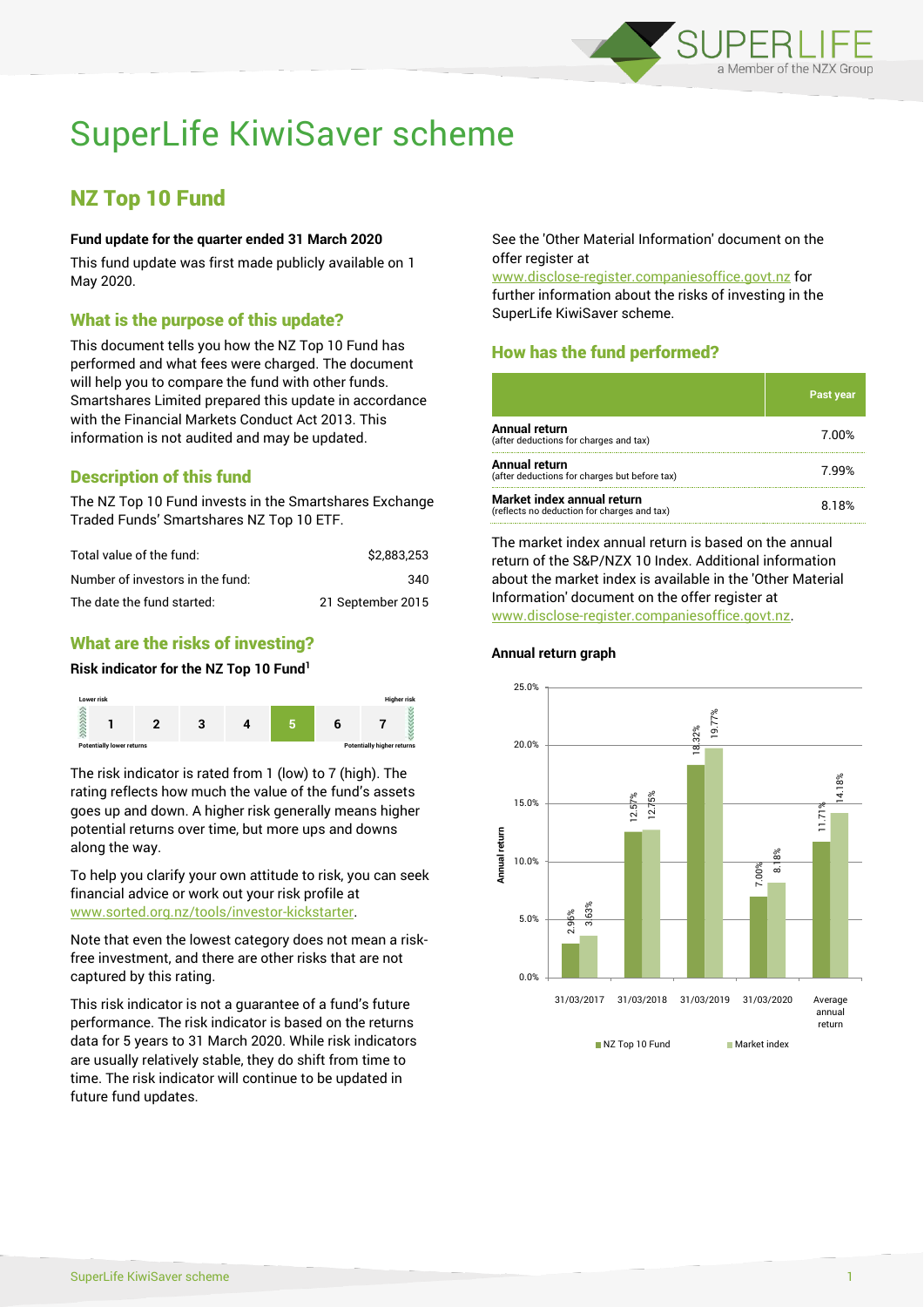# SuperLife KiwiSaver scheme

## NZ Top 10 Fund

**Fund update for the quarter ended 31 March 2020**

This fund update was first made publicly available on 1 May 2020.

### What is the purpose of this update?

This document tells you how the NZ Top 10 Fund has performed and what fees were charged. The document will help you to compare the fund with other funds. Smartshares Limited prepared this update in accordance with the Financial Markets Conduct Act 2013. This information is not audited and may be updated.

### Description of this fund

The NZ Top 10 Fund invests in the Smartshares Exchange Traded Funds' Smartshares NZ Top 10 ETF.

| | |
|---|---|
| Total value of the fund: | $2,883,253 |
| Number of investors in the fund: | 340 |
| The date the fund started: | 21 September 2015 |

### What are the risks of investing?

**Risk indicator for the NZ Top 10 Fund[1]**

| Lower risk | | | | | | Higher risk |
|---|---|---|---|---|---|---|
| 1 | 2 | 3 | 4 | **5** | 6 | 7 |
| Potentially lower returns | | | | | | Potentially higher returns |

The risk indicator is rated from 1 (low) to 7 (high). The rating reflects how much the value of the fund's assets goes up and down. A higher risk generally means higher potential returns over time, but more ups and downs along the way.

To help you clarify your own attitude to risk, you can seek financial advice or work out your risk profile at www.sorted.org.nz/tools/investor-kickstarter.

Note that even the lowest category does not mean a risk-free investment, and there are other risks that are not captured by this rating.

This risk indicator is not a guarantee of a fund's future performance. The risk indicator is based on the returns data for 5 years to 31 March 2020. While risk indicators are usually relatively stable, they do shift from time to time. The risk indicator will continue to be updated in future fund updates.

See the 'Other Material Information' document on the offer register at www.disclose-register.companiesoffice.govt.nz for further information about the risks of investing in the SuperLife KiwiSaver scheme.

### How has the fund performed?

| | Past year |
|---|---|
| **Annual return** (after deductions for charges and tax) | 7.00% |
| **Annual return** (after deductions for charges but before tax) | 7.99% |
| **Market index annual return** (reflects no deduction for charges and tax) | 8.18% |

The market index annual return is based on the annual return of the S&P/NZX 10 Index. Additional information about the market index is available in the 'Other Material Information' document on the offer register at www.disclose-register.companiesoffice.govt.nz.

**Annual return graph**

| | NZ Top 10 Fund | Market index |
|---|---|---|
| 31/03/2017 | 2.96% | 3.63% |
| 31/03/2018 | 12.57% | 12.75% |
| 31/03/2019 | 18.32% | 19.77% |
| 31/03/2020 | 7.00% | 8.18% |
| Average annual return | 11.71% | 14.18% |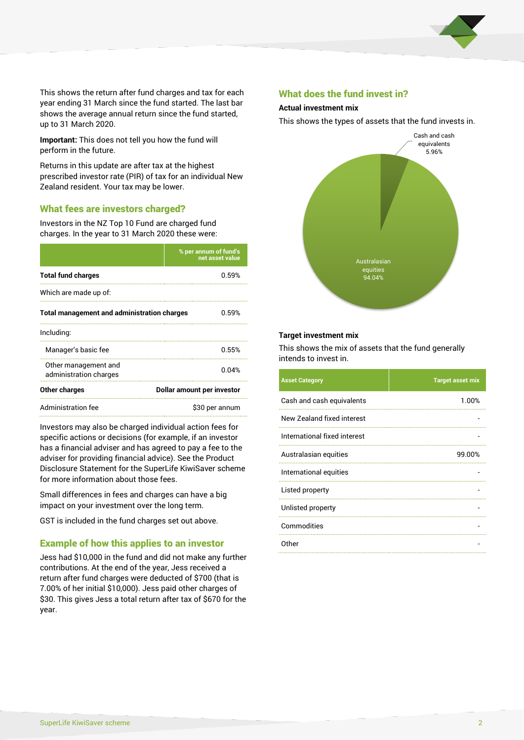This shows the return after fund charges and tax for each year ending 31 March since the fund started. The last bar shows the average annual return since the fund started, up to 31 March 2020.

**Important:** This does not tell you how the fund will perform in the future.

Returns in this update are after tax at the highest prescribed investor rate (PIR) of tax for an individual New Zealand resident. Your tax may be lower.

## What fees are investors charged?

Investors in the NZ Top 10 Fund are charged fund charges. In the year to 31 March 2020 these were:

| | % per annum of fund's net asset value |
|---|---|
| **Total fund charges** | 0.59% |
| Which are made up of: | |
| **Total management and administration charges** | 0.59% |
| Including: | |
| Manager's basic fee | 0.55% |
| Other management and administration charges | 0.04% |
| **Other charges** | **Dollar amount per investor** |
| Administration fee | $30 per annum |

Investors may also be charged individual action fees for specific actions or decisions (for example, if an investor has a financial adviser and has agreed to pay a fee to the adviser for providing financial advice). See the Product Disclosure Statement for the SuperLife KiwiSaver scheme for more information about those fees.

Small differences in fees and charges can have a big impact on your investment over the long term.

GST is included in the fund charges set out above.

## Example of how this applies to an investor

Jess had $10,000 in the fund and did not make any further contributions. At the end of the year, Jess received a return after fund charges were deducted of $700 (that is 7.00% of her initial $10,000). Jess paid other charges of $30. This gives Jess a total return after tax of $670 for the year.

## What does the fund invest in?

### Actual investment mix

This shows the types of assets that the fund invests in.

- Cash and cash equivalents 5.96%
- Australasian equities 94.04%

### Target investment mix

This shows the mix of assets that the fund generally intends to invest in.

| Asset Category | Target asset mix |
|---|---|
| Cash and cash equivalents | 1.00% |
| New Zealand fixed interest | - |
| International fixed interest | - |
| Australasian equities | 99.00% |
| International equities | - |
| Listed property | - |
| Unlisted property | - |
| Commodities | - |
| Other | - |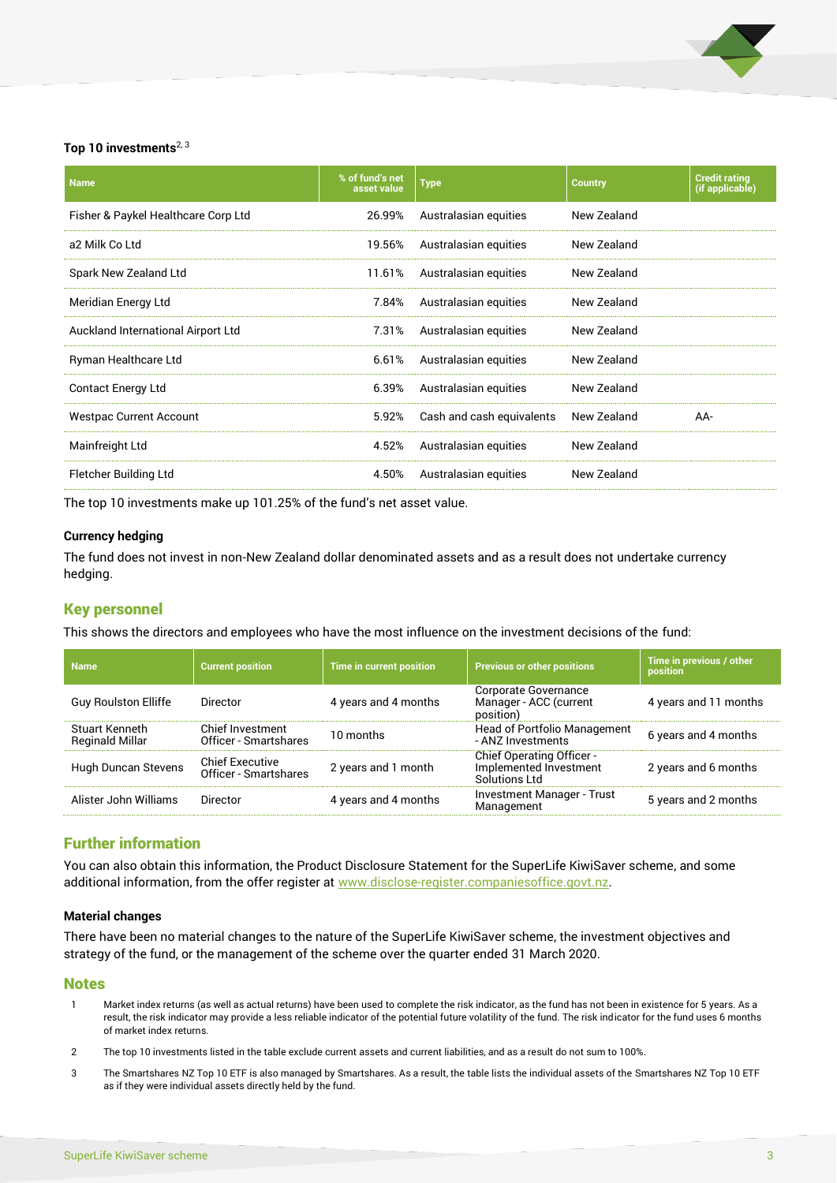### Top 10 investments[2, 3]

| Name | % of fund's net asset value | Type | Country | Credit rating (if applicable) |
|---|---|---|---|---|
| Fisher & Paykel Healthcare Corp Ltd | 26.99% | Australasian equities | New Zealand | |
| a2 Milk Co Ltd | 19.56% | Australasian equities | New Zealand | |
| Spark New Zealand Ltd | 11.61% | Australasian equities | New Zealand | |
| Meridian Energy Ltd | 7.84% | Australasian equities | New Zealand | |
| Auckland International Airport Ltd | 7.31% | Australasian equities | New Zealand | |
| Ryman Healthcare Ltd | 6.61% | Australasian equities | New Zealand | |
| Contact Energy Ltd | 6.39% | Australasian equities | New Zealand | |
| Westpac Current Account | 5.92% | Cash and cash equivalents | New Zealand | AA- |
| Mainfreight Ltd | 4.52% | Australasian equities | New Zealand | |
| Fletcher Building Ltd | 4.50% | Australasian equities | New Zealand | |

The top 10 investments make up 101.25% of the fund's net asset value.

### Currency hedging

The fund does not invest in non-New Zealand dollar denominated assets and as a result does not undertake currency hedging.

## Key personnel

This shows the directors and employees who have the most influence on the investment decisions of the fund:

| Name | Current position | Time in current position | Previous or other positions | Time in previous / other position |
|---|---|---|---|---|
| Guy Roulston Elliffe | Director | 4 years and 4 months | Corporate Governance Manager - ACC (current position) | 4 years and 11 months |
| Stuart Kenneth Reginald Millar | Chief Investment Officer - Smartshares | 10 months | Head of Portfolio Management - ANZ Investments | 6 years and 4 months |
| Hugh Duncan Stevens | Chief Executive Officer - Smartshares | 2 years and 1 month | Chief Operating Officer - Implemented Investment Solutions Ltd | 2 years and 6 months |
| Alister John Williams | Director | 4 years and 4 months | Investment Manager - Trust Management | 5 years and 2 months |

## Further information

You can also obtain this information, the Product Disclosure Statement for the SuperLife KiwiSaver scheme, and some additional information, from the offer register at www.disclose-register.companiesoffice.govt.nz.

### Material changes

There have been no material changes to the nature of the SuperLife KiwiSaver scheme, the investment objectives and strategy of the fund, or the management of the scheme over the quarter ended 31 March 2020.

## Notes

1. Market index returns (as well as actual returns) have been used to complete the risk indicator, as the fund has not been in existence for 5 years. As a result, the risk indicator may provide a less reliable indicator of the potential future volatility of the fund. The risk indicator for the fund uses 6 months of market index returns.
2. The top 10 investments listed in the table exclude current assets and current liabilities, and as a result do not sum to 100%.
3. The Smartshares NZ Top 10 ETF is also managed by Smartshares. As a result, the table lists the individual assets of the Smartshares NZ Top 10 ETF as if they were individual assets directly held by the fund.